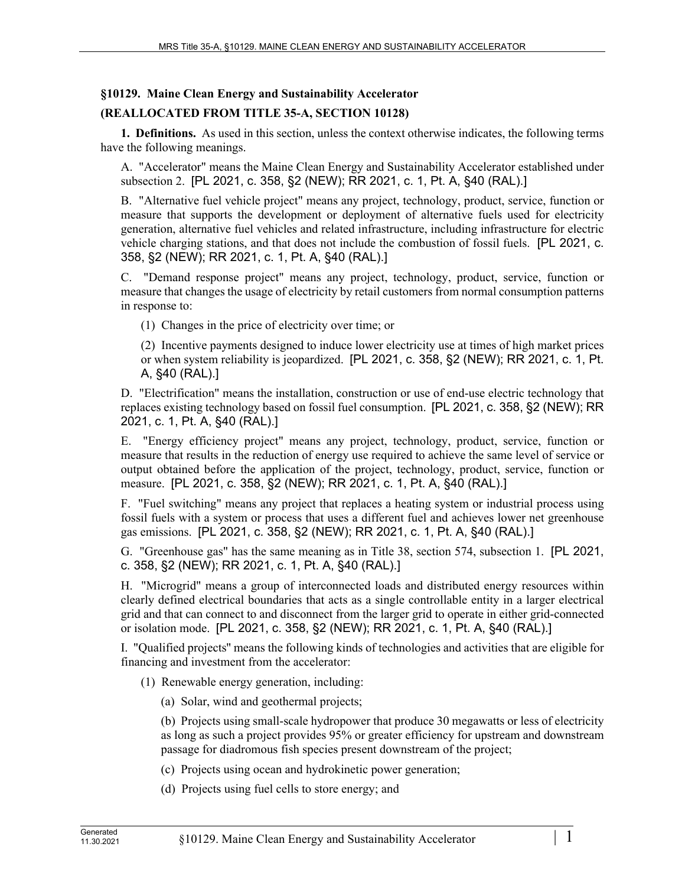## §10129. Maine Clean Energy and Sustainability Accelerator

## (REALLOCATED FROM TITLE 35-A, SECTION 10128)

**1. Definitions.** As used in this section, unless the context otherwise indicates, the following terms have the following meanings.

A. "Accelerator" means the Maine Clean Energy and Sustainability Accelerator established under subsection 2. [PL 2021, c. 358, §2 (NEW); RR 2021, c. 1, Pt. A, §40 (RAL).]

B. "Alternative fuel vehicle project" means any project, technology, product, service, function or measure that supports the development or deployment of alternative fuels used for electricity generation, alternative fuel vehicles and related infrastructure, including infrastructure for electric vehicle charging stations, and that does not include the combustion of fossil fuels. [PL 2021, c. 358, §2 (NEW); RR 2021, c. 1, Pt. A, §40 (RAL).]

C. "Demand response project" means any project, technology, product, service, function or measure that changes the usage of electricity by retail customers from normal consumption patterns in response to:

(1) Changes in the price of electricity over time; or

(2) Incentive payments designed to induce lower electricity use at times of high market prices or when system reliability is jeopardized. [PL 2021, c. 358, §2 (NEW); RR 2021, c. 1, Pt. A, §40 (RAL).]

D. "Electrification" means the installation, construction or use of end-use electric technology that replaces existing technology based on fossil fuel consumption. [PL 2021, c. 358, §2 (NEW); RR 2021, c. 1, Pt. A, §40 (RAL).]

E. "Energy efficiency project" means any project, technology, product, service, function or measure that results in the reduction of energy use required to achieve the same level of service or output obtained before the application of the project, technology, product, service, function or measure. [PL 2021, c. 358, §2 (NEW); RR 2021, c. 1, Pt. A, §40 (RAL).]

F. "Fuel switching" means any project that replaces a heating system or industrial process using fossil fuels with a system or process that uses a different fuel and achieves lower net greenhouse gas emissions. [PL 2021, c. 358, §2 (NEW); RR 2021, c. 1, Pt. A, §40 (RAL).]

G. "Greenhouse gas" has the same meaning as in Title 38, section 574, subsection 1. [PL 2021, c. 358, §2 (NEW); RR 2021, c. 1, Pt. A, §40 (RAL).]

H. "Microgrid" means a group of interconnected loads and distributed energy resources within clearly defined electrical boundaries that acts as a single controllable entity in a larger electrical grid and that can connect to and disconnect from the larger grid to operate in either grid-connected or isolation mode. [PL 2021, c. 358, §2 (NEW); RR 2021, c. 1, Pt. A, §40 (RAL).]

I. "Qualified projects" means the following kinds of technologies and activities that are eligible for financing and investment from the accelerator:

(1) Renewable energy generation, including:

(a) Solar, wind and geothermal projects;

(b) Projects using small-scale hydropower that produce 30 megawatts or less of electricity as long as such a project provides 95% or greater efficiency for upstream and downstream passage for diadromous fish species present downstream of the project;

(c) Projects using ocean and hydrokinetic power generation;

(d) Projects using fuel cells to store energy; and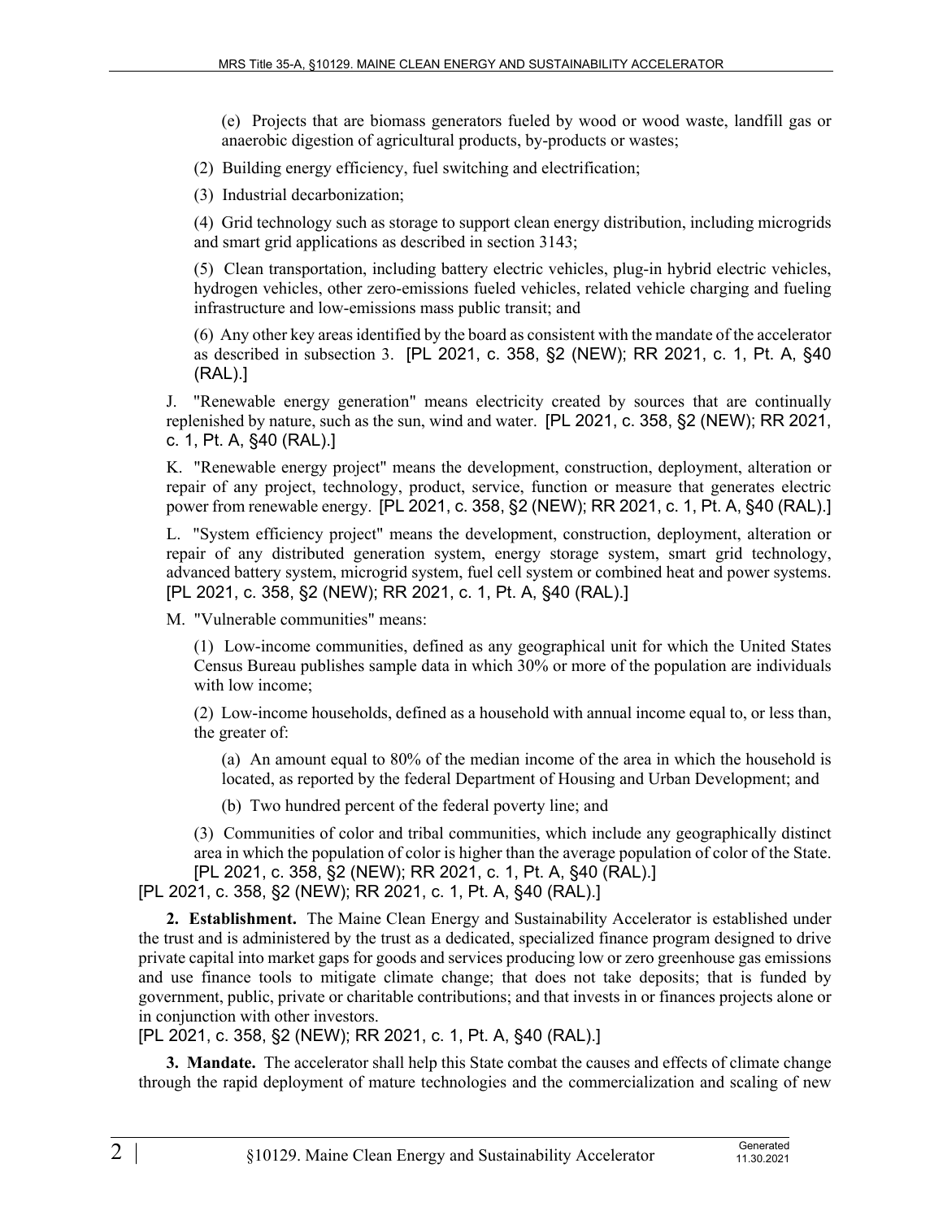(e) Projects that are biomass generators fueled by wood or wood waste, landfill gas or anaerobic digestion of agricultural products, by-products or wastes;

(2) Building energy efficiency, fuel switching and electrification;

(3) Industrial decarbonization;

(4) Grid technology such as storage to support clean energy distribution, including microgrids and smart grid applications as described in section 3143;

(5) Clean transportation, including battery electric vehicles, plug-in hybrid electric vehicles, hydrogen vehicles, other zero-emissions fueled vehicles, related vehicle charging and fueling infrastructure and low-emissions mass public transit; and

(6) Any other key areas identified by the board as consistent with the mandate of the accelerator as described in subsection 3. [PL 2021, c. 358, §2 (NEW); RR 2021, c. 1, Pt. A, §40 (RAL).]

J. "Renewable energy generation" means electricity created by sources that are continually replenished by nature, such as the sun, wind and water. [PL 2021, c. 358, §2 (NEW); RR 2021, c. 1, Pt. A, §40 (RAL).]

K. "Renewable energy project" means the development, construction, deployment, alteration or repair of any project, technology, product, service, function or measure that generates electric power from renewable energy. [PL 2021, c. 358, §2 (NEW); RR 2021, c. 1, Pt. A, §40 (RAL).]

L. "System efficiency project" means the development, construction, deployment, alteration or repair of any distributed generation system, energy storage system, smart grid technology, advanced battery system, microgrid system, fuel cell system or combined heat and power systems. [PL 2021, c. 358, §2 (NEW); RR 2021, c. 1, Pt. A, §40 (RAL).]

M. "Vulnerable communities" means:

(1) Low-income communities, defined as any geographical unit for which the United States Census Bureau publishes sample data in which 30% or more of the population are individuals with low income;

(2) Low-income households, defined as a household with annual income equal to, or less than, the greater of:

(a) An amount equal to 80% of the median income of the area in which the household is located, as reported by the federal Department of Housing and Urban Development; and

(b) Two hundred percent of the federal poverty line; and

(3) Communities of color and tribal communities, which include any geographically distinct area in which the population of color is higher than the average population of color of the State. [PL 2021, c. 358, §2 (NEW); RR 2021, c. 1, Pt. A, §40 (RAL).]

[PL 2021, c. 358, §2 (NEW); RR 2021, c. 1, Pt. A, §40 (RAL).]

**2. Establishment.** The Maine Clean Energy and Sustainability Accelerator is established under the trust and is administered by the trust as a dedicated, specialized finance program designed to drive private capital into market gaps for goods and services producing low or zero greenhouse gas emissions and use finance tools to mitigate climate change; that does not take deposits; that is funded by government, public, private or charitable contributions; and that invests in or finances projects alone or in conjunction with other investors.

[PL 2021, c. 358, §2 (NEW); RR 2021, c. 1, Pt. A, §40 (RAL).]

**3. Mandate.** The accelerator shall help this State combat the causes and effects of climate change through the rapid deployment of mature technologies and the commercialization and scaling of new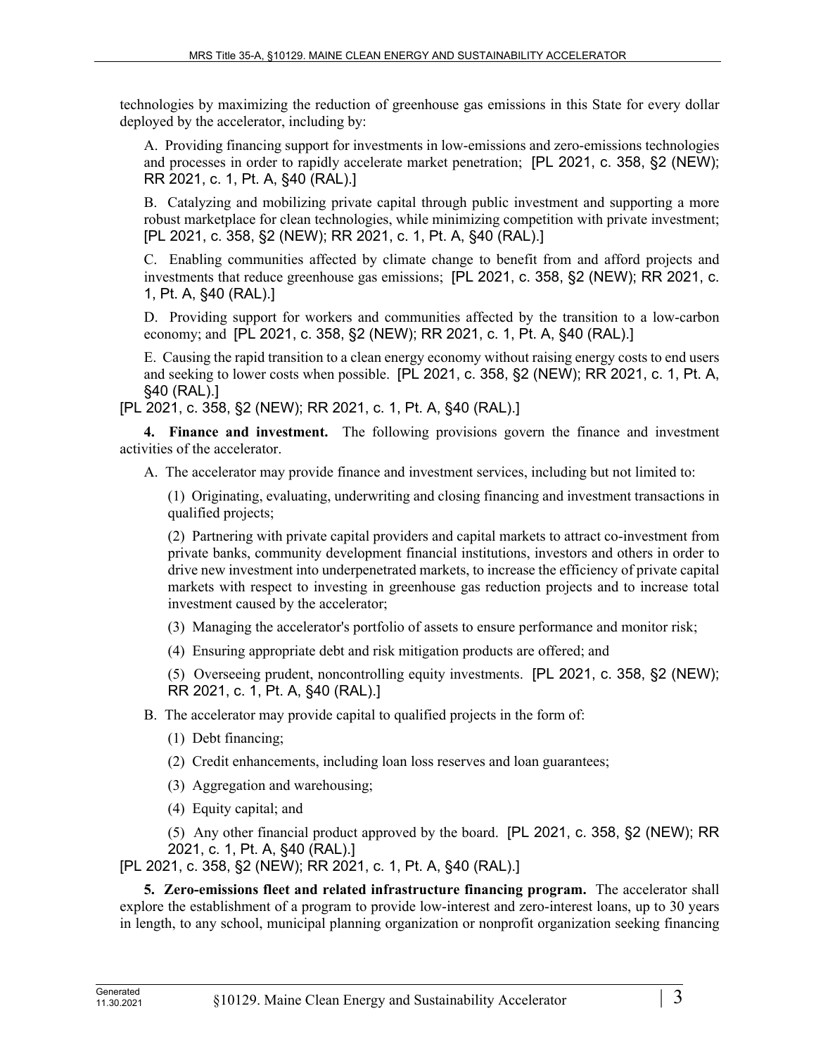technologies by maximizing the reduction of greenhouse gas emissions in this State for every dollar deployed by the accelerator, including by:

A. Providing financing support for investments in low-emissions and zero-emissions technologies and processes in order to rapidly accelerate market penetration; [PL 2021, c. 358, §2 (NEW); RR 2021, c. 1, Pt. A, §40 (RAL).]

B. Catalyzing and mobilizing private capital through public investment and supporting a more robust marketplace for clean technologies, while minimizing competition with private investment; [PL 2021, c. 358, §2 (NEW); RR 2021, c. 1, Pt. A, §40 (RAL).]

C. Enabling communities affected by climate change to benefit from and afford projects and investments that reduce greenhouse gas emissions; [PL 2021, c. 358, §2 (NEW); RR 2021, c. 1, Pt. A, §40 (RAL).]

D. Providing support for workers and communities affected by the transition to a low-carbon economy; and [PL 2021, c. 358, §2 (NEW); RR 2021, c. 1, Pt. A, §40 (RAL).]

E. Causing the rapid transition to a clean energy economy without raising energy costs to end users and seeking to lower costs when possible. [PL 2021, c. 358, §2 (NEW); RR 2021, c. 1, Pt. A, §40 (RAL).]

[PL 2021, c. 358, §2 (NEW); RR 2021, c. 1, Pt. A, §40 (RAL).]

**4. Finance and investment.** The following provisions govern the finance and investment activities of the accelerator.

A. The accelerator may provide finance and investment services, including but not limited to:

(1) Originating, evaluating, underwriting and closing financing and investment transactions in qualified projects;

(2) Partnering with private capital providers and capital markets to attract co-investment from private banks, community development financial institutions, investors and others in order to drive new investment into underpenetrated markets, to increase the efficiency of private capital markets with respect to investing in greenhouse gas reduction projects and to increase total investment caused by the accelerator;

(3) Managing the accelerator's portfolio of assets to ensure performance and monitor risk;

(4) Ensuring appropriate debt and risk mitigation products are offered; and

(5) Overseeing prudent, noncontrolling equity investments. [PL 2021, c. 358, §2 (NEW); RR 2021, c. 1, Pt. A, §40 (RAL).]

B. The accelerator may provide capital to qualified projects in the form of:

(1) Debt financing;

(2) Credit enhancements, including loan loss reserves and loan guarantees;

(3) Aggregation and warehousing;

(4) Equity capital; and

(5) Any other financial product approved by the board. [PL 2021, c. 358, §2 (NEW); RR 2021, c. 1, Pt. A, §40 (RAL).]

[PL 2021, c. 358, §2 (NEW); RR 2021, c. 1, Pt. A, §40 (RAL).]

**5. Zero-emissions fleet and related infrastructure financing program.** The accelerator shall explore the establishment of a program to provide low-interest and zero-interest loans, up to 30 years in length, to any school, municipal planning organization or nonprofit organization seeking financing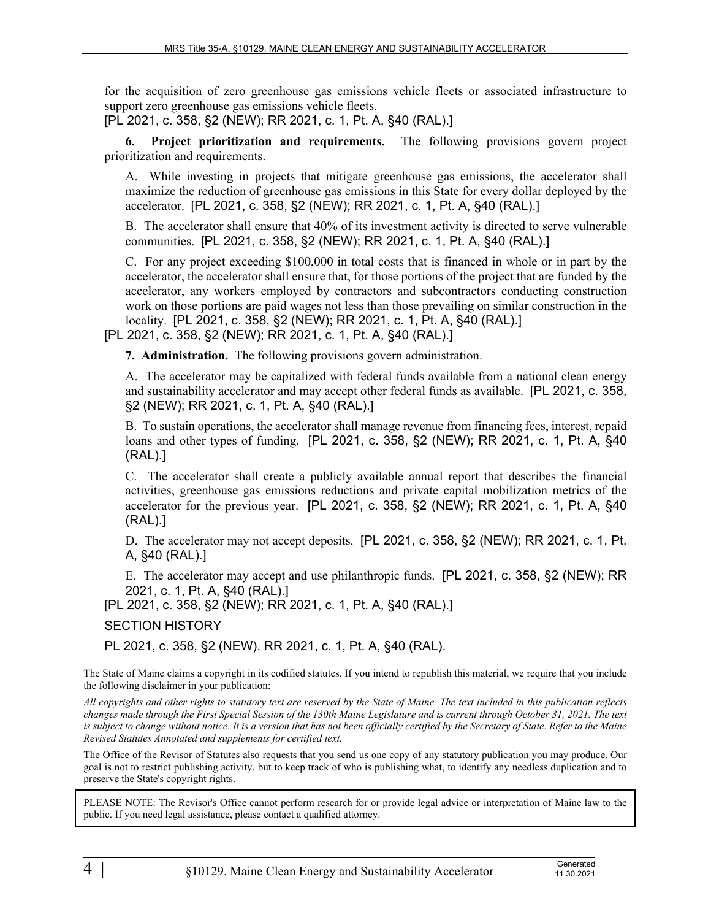for the acquisition of zero greenhouse gas emissions vehicle fleets or associated infrastructure to support zero greenhouse gas emissions vehicle fleets.

[PL 2021, c. 358, §2 (NEW); RR 2021, c. 1, Pt. A, §40 (RAL).]

**6. Project prioritization and requirements.** The following provisions govern project prioritization and requirements.

A. While investing in projects that mitigate greenhouse gas emissions, the accelerator shall maximize the reduction of greenhouse gas emissions in this State for every dollar deployed by the accelerator. [PL 2021, c. 358, §2 (NEW); RR 2021, c. 1, Pt. A, §40 (RAL).]

B. The accelerator shall ensure that 40% of its investment activity is directed to serve vulnerable communities. [PL 2021, c. 358, §2 (NEW); RR 2021, c. 1, Pt. A, §40 (RAL).]

C. For any project exceeding $100,000 in total costs that is financed in whole or in part by the accelerator, the accelerator shall ensure that, for those portions of the project that are funded by the accelerator, any workers employed by contractors and subcontractors conducting construction work on those portions are paid wages not less than those prevailing on similar construction in the locality. [PL 2021, c. 358, §2 (NEW); RR 2021, c. 1, Pt. A, §40 (RAL).]

[PL 2021, c. 358, §2 (NEW); RR 2021, c. 1, Pt. A, §40 (RAL).]

**7. Administration.** The following provisions govern administration.

A. The accelerator may be capitalized with federal funds available from a national clean energy and sustainability accelerator and may accept other federal funds as available. [PL 2021, c. 358, §2 (NEW); RR 2021, c. 1, Pt. A, §40 (RAL).]

B. To sustain operations, the accelerator shall manage revenue from financing fees, interest, repaid loans and other types of funding. [PL 2021, c. 358, §2 (NEW); RR 2021, c. 1, Pt. A, §40 (RAL).]

C. The accelerator shall create a publicly available annual report that describes the financial activities, greenhouse gas emissions reductions and private capital mobilization metrics of the accelerator for the previous year. [PL 2021, c. 358, §2 (NEW); RR 2021, c. 1, Pt. A, §40 (RAL).]

D. The accelerator may not accept deposits. [PL 2021, c. 358, §2 (NEW); RR 2021, c. 1, Pt. A, §40 (RAL).]

E. The accelerator may accept and use philanthropic funds. [PL 2021, c. 358, §2 (NEW); RR 2021, c. 1, Pt. A, §40 (RAL).]

[PL 2021, c. 358, §2 (NEW); RR 2021, c. 1, Pt. A, §40 (RAL).]

SECTION HISTORY

PL 2021, c. 358, §2 (NEW). RR 2021, c. 1, Pt. A, §40 (RAL).

The State of Maine claims a copyright in its codified statutes. If you intend to republish this material, we require that you include the following disclaimer in your publication:

*All copyrights and other rights to statutory text are reserved by the State of Maine. The text included in this publication reflects changes made through the First Special Session of the 130th Maine Legislature and is current through October 31, 2021. The text is subject to change without notice. It is a version that has not been officially certified by the Secretary of State. Refer to the Maine Revised Statutes Annotated and supplements for certified text.*

The Office of the Revisor of Statutes also requests that you send us one copy of any statutory publication you may produce. Our goal is not to restrict publishing activity, but to keep track of who is publishing what, to identify any needless duplication and to preserve the State's copyright rights.

PLEASE NOTE: The Revisor's Office cannot perform research for or provide legal advice or interpretation of Maine law to the public. If you need legal assistance, please contact a qualified attorney.